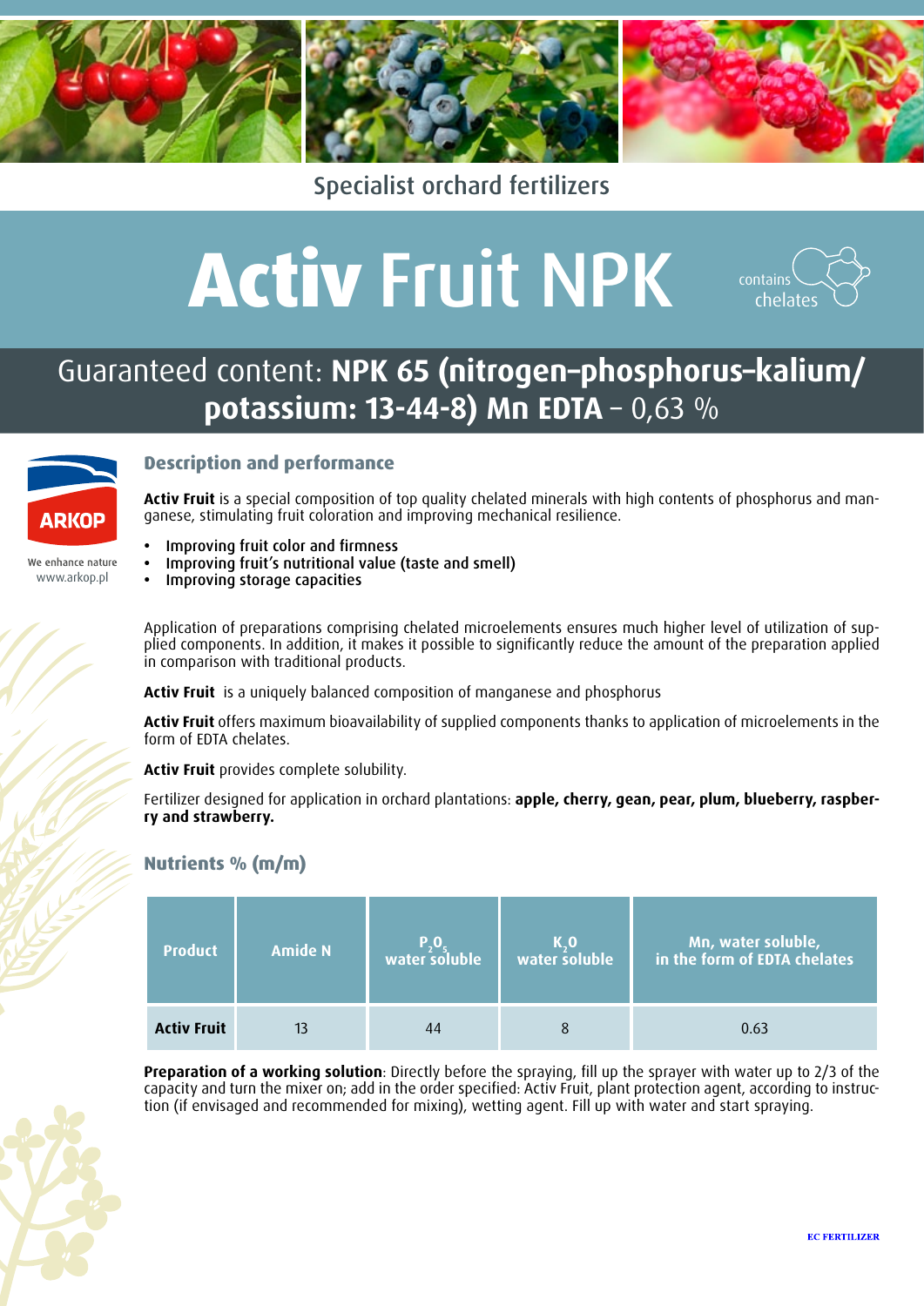Specialist orchard fertilizers

# Activ Fruit NPK

contains chelates

## Guaranteed content: **NPK 65 (nitrogen–phosphorus–kalium/ potassium: 13-44-8) Mn EDTA** – 0,63 %

ARKOP

We enhance nature
www.arkop.pl

### Description and performance

**Activ Fruit** is a special composition of top quality chelated minerals with high contents of phosphorus and manganese, stimulating fruit coloration and improving mechanical resilience.

- Improving fruit color and firmness
- Improving fruit's nutritional value (taste and smell)
- Improving storage capacities

Application of preparations comprising chelated microelements ensures much higher level of utilization of supplied components. In addition, it makes it possible to significantly reduce the amount of the preparation applied in comparison with traditional products.

**Activ Fruit** is a uniquely balanced composition of manganese and phosphorus

**Activ Fruit** offers maximum bioavailability of supplied components thanks to application of microelements in the form of EDTA chelates.

**Activ Fruit** provides complete solubility.

Fertilizer designed for application in orchard plantations: **apple, cherry, gean, pear, plum, blueberry, raspberry and strawberry.**

### Nutrients % (m/m)

| Product | Amide N | $P_2O_5$ water soluble | $K_2O$ water soluble | Mn, water soluble, in the form of EDTA chelates |
|---|---|---|---|---|
| **Activ Fruit** | 13 | 44 | 8 | 0.63 |

**Preparation of a working solution**: Directly before the spraying, fill up the sprayer with water up to 2/3 of the capacity and turn the mixer on; add in the order specified: Activ Fruit, plant protection agent, according to instruction (if envisaged and recommended for mixing), wetting agent. Fill up with water and start spraying.

EC FERTILIZER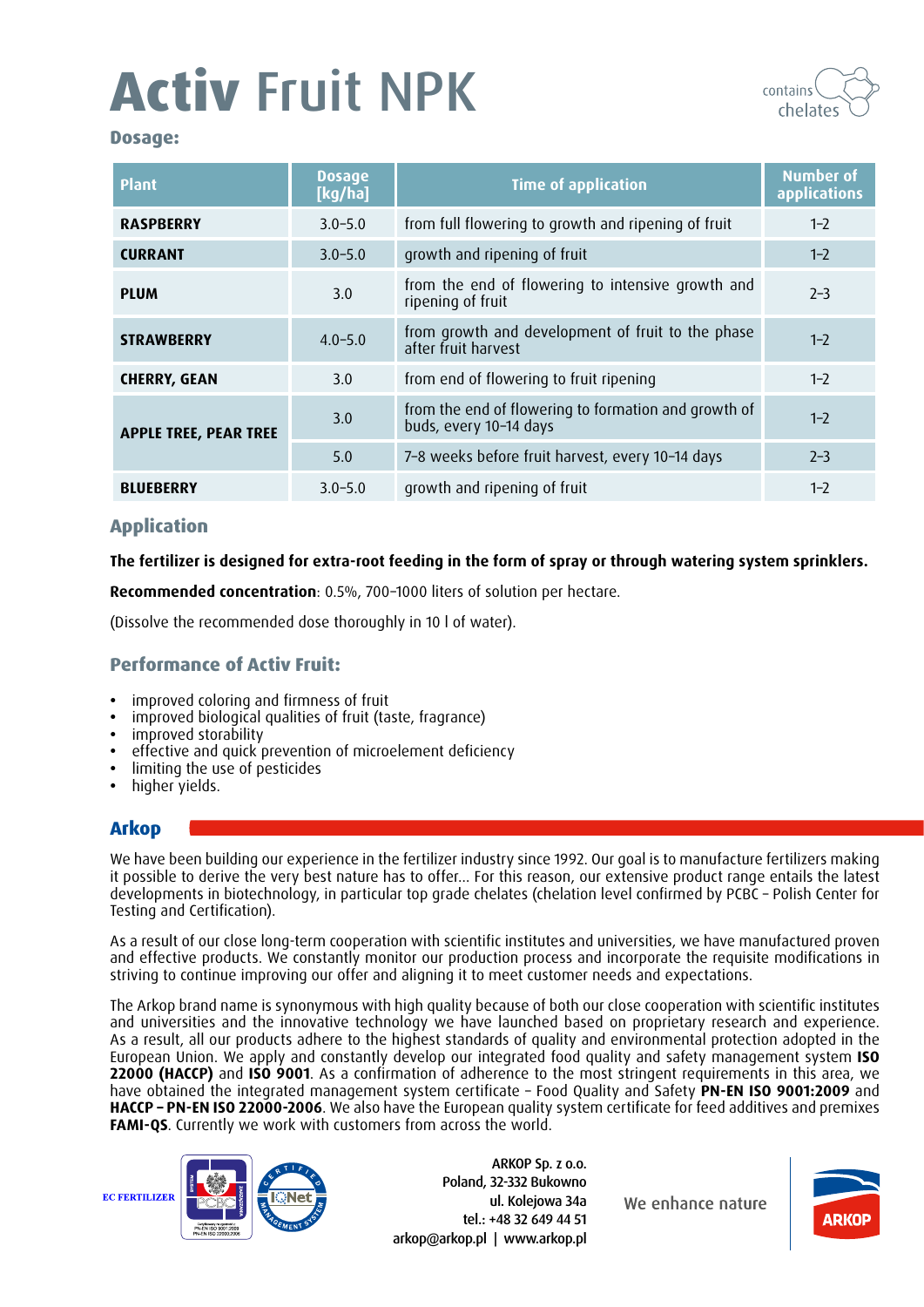# Activ Fruit NPK

contains chelates

**Dosage:**

| Plant | Dosage [kg/ha] | Time of application | Number of applications |
|---|---|---|---|
| **RASPBERRY** | 3.0–5.0 | from full flowering to growth and ripening of fruit | 1–2 |
| **CURRANT** | 3.0–5.0 | growth and ripening of fruit | 1–2 |
| **PLUM** | 3.0 | from the end of flowering to intensive growth and ripening of fruit | 2–3 |
| **STRAWBERRY** | 4.0–5.0 | from growth and development of fruit to the phase after fruit harvest | 1–2 |
| **CHERRY, GEAN** | 3.0 | from end of flowering to fruit ripening | 1–2 |
| **APPLE TREE, PEAR TREE** | 3.0 | from the end of flowering to formation and growth of buds, every 10–14 days | 1–2 |
| | 5.0 | 7–8 weeks before fruit harvest, every 10–14 days | 2–3 |
| **BLUEBERRY** | 3.0–5.0 | growth and ripening of fruit | 1–2 |

## Application

**The fertilizer is designed for extra-root feeding in the form of spray or through watering system sprinklers.**

**Recommended concentration**: 0.5%, 700–1000 liters of solution per hectare.

(Dissolve the recommended dose thoroughly in 10 l of water).

## Performance of Activ Fruit:

- improved coloring and firmness of fruit
- improved biological qualities of fruit (taste, fragrance)
- improved storability
- effective and quick prevention of microelement deficiency
- limiting the use of pesticides
- higher yields.

## Arkop

We have been building our experience in the fertilizer industry since 1992. Our goal is to manufacture fertilizers making it possible to derive the very best nature has to offer... For this reason, our extensive product range entails the latest developments in biotechnology, in particular top grade chelates (chelation level confirmed by PCBC – Polish Center for Testing and Certification).

As a result of our close long-term cooperation with scientific institutes and universities, we have manufactured proven and effective products. We constantly monitor our production process and incorporate the requisite modifications in striving to continue improving our offer and aligning it to meet customer needs and expectations.

The Arkop brand name is synonymous with high quality because of both our close cooperation with scientific institutes and universities and the innovative technology we have launched based on proprietary research and experience. As a result, all our products adhere to the highest standards of quality and environmental protection adopted in the European Union. We apply and constantly develop our integrated food quality and safety management system **ISO 22000 (HACCP)** and **ISO 9001**. As a confirmation of adherence to the most stringent requirements in this area, we have obtained the integrated management system certificate – Food Quality and Safety **PN-EN ISO 9001:2009** and **HACCP – PN-EN ISO 22000-2006**. We also have the European quality system certificate for feed additives and premixes **FAMI-QS**. Currently we work with customers from across the world.

EC FERTILIZER

ARKOP Sp. z o.o.
Poland, 32-332 Bukowno
ul. Kolejowa 34a
tel.: +48 32 649 44 51
arkop@arkop.pl | www.arkop.pl

We enhance nature

ARKOP